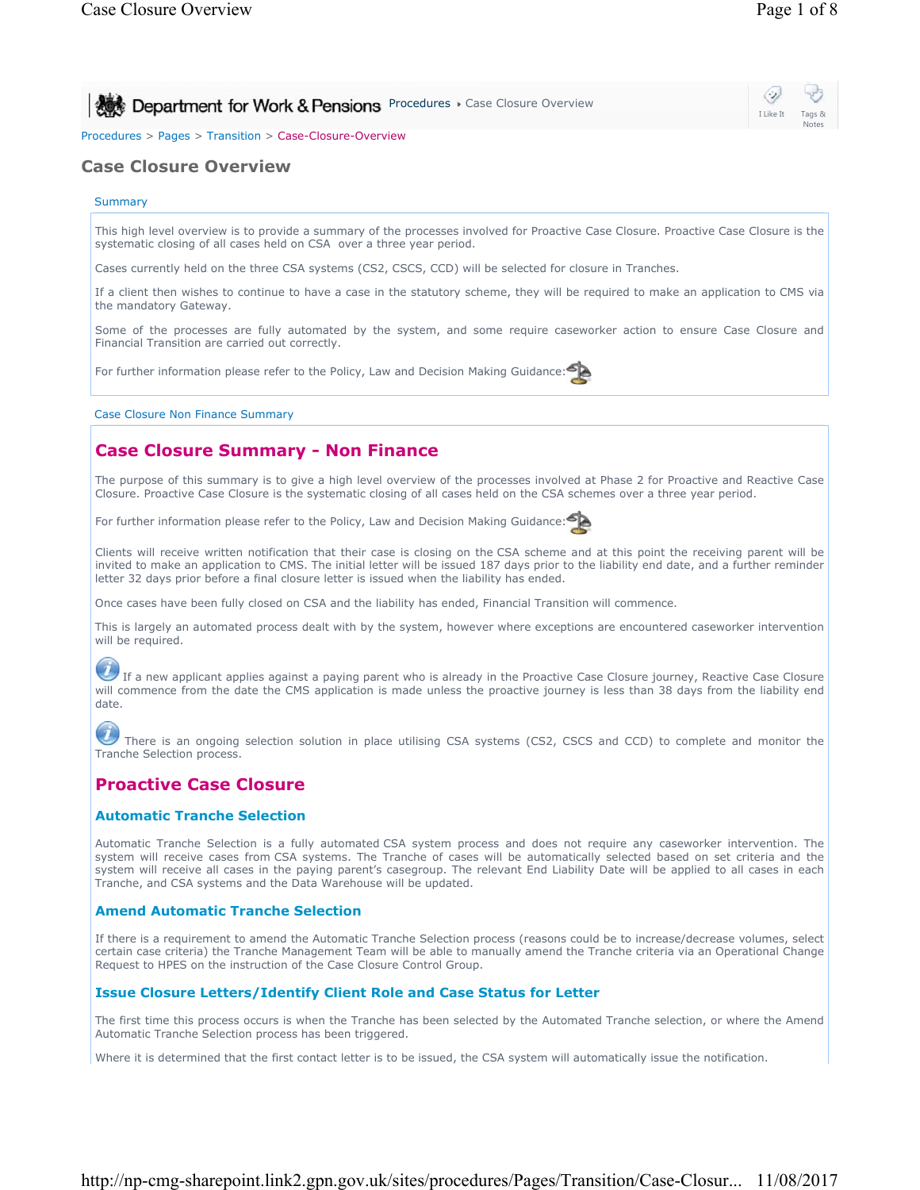Department for Work & Pensions Procedures › Case Closure Overview

Procedures > Pages > Transition > Case-Closure-Overview

# Case Closure Overview

Summary

This high level overview is to provide a summary of the processes involved for Proactive Case Closure. Proactive Case Closure is the systematic closing of all cases held on CSA over a three year period.

Cases currently held on the three CSA systems (CS2, CSCS, CCD) will be selected for closure in Tranches.

If a client then wishes to continue to have a case in the statutory scheme, they will be required to make an application to CMS via the mandatory Gateway.

Some of the processes are fully automated by the system, and some require caseworker action to ensure Case Closure and Financial Transition are carried out correctly.

For further information please refer to the Policy, Law and Decision Making Guidance:

Case Closure Non Finance Summary

## Case Closure Summary - Non Finance

The purpose of this summary is to give a high level overview of the processes involved at Phase 2 for Proactive and Reactive Case Closure. Proactive Case Closure is the systematic closing of all cases held on the CSA schemes over a three year period.

For further information please refer to the Policy, Law and Decision Making Guidance:

Clients will receive written notification that their case is closing on the CSA scheme and at this point the receiving parent will be invited to make an application to CMS. The initial letter will be issued 187 days prior to the liability end date, and a further reminder letter 32 days prior before a final closure letter is issued when the liability has ended.

Once cases have been fully closed on CSA and the liability has ended, Financial Transition will commence.

This is largely an automated process dealt with by the system, however where exceptions are encountered caseworker intervention will be required.

If a new applicant applies against a paying parent who is already in the Proactive Case Closure journey, Reactive Case Closure will commence from the date the CMS application is made unless the proactive journey is less than 38 days from the liability end date.

There is an ongoing selection solution in place utilising CSA systems (CS2, CSCS and CCD) to complete and monitor the Tranche Selection process.

## Proactive Case Closure

### Automatic Tranche Selection

Automatic Tranche Selection is a fully automated CSA system process and does not require any caseworker intervention. The system will receive cases from CSA systems. The Tranche of cases will be automatically selected based on set criteria and the system will receive all cases in the paying parent's casegroup. The relevant End Liability Date will be applied to all cases in each Tranche, and CSA systems and the Data Warehouse will be updated.

### Amend Automatic Tranche Selection

If there is a requirement to amend the Automatic Tranche Selection process (reasons could be to increase/decrease volumes, select certain case criteria) the Tranche Management Team will be able to manually amend the Tranche criteria via an Operational Change Request to HPES on the instruction of the Case Closure Control Group.

### Issue Closure Letters/Identify Client Role and Case Status for Letter

The first time this process occurs is when the Tranche has been selected by the Automated Tranche selection, or where the Amend Automatic Tranche Selection process has been triggered.

Where it is determined that the first contact letter is to be issued, the CSA system will automatically issue the notification.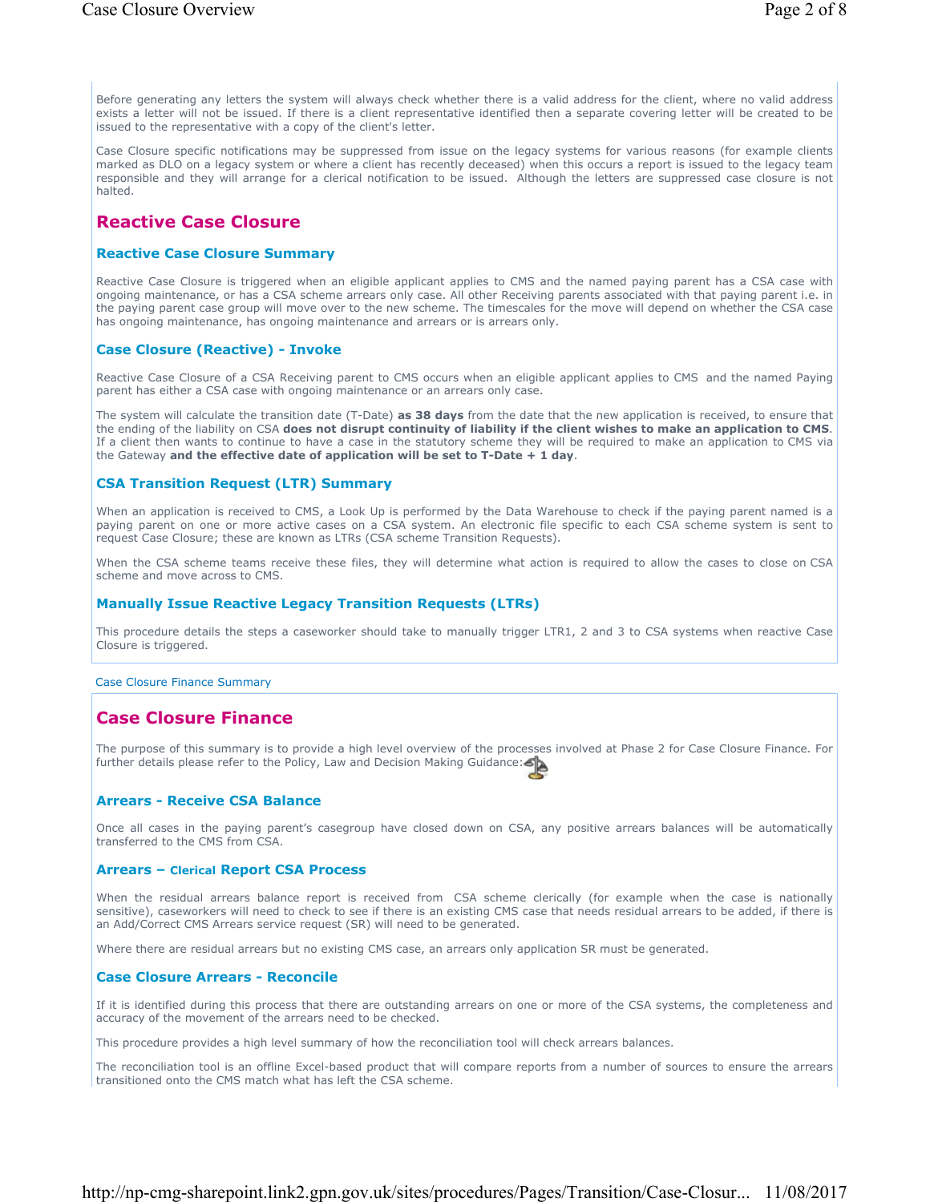Before generating any letters the system will always check whether there is a valid address for the client, where no valid address exists a letter will not be issued. If there is a client representative identified then a separate covering letter will be created to be issued to the representative with a copy of the client's letter.

Case Closure specific notifications may be suppressed from issue on the legacy systems for various reasons (for example clients marked as DLO on a legacy system or where a client has recently deceased) when this occurs a report is issued to the legacy team responsible and they will arrange for a clerical notification to be issued. Although the letters are suppressed case closure is not halted.

## Reactive Case Closure

### Reactive Case Closure Summary

Reactive Case Closure is triggered when an eligible applicant applies to CMS and the named paying parent has a CSA case with ongoing maintenance, or has a CSA scheme arrears only case. All other Receiving parents associated with that paying parent i.e. in the paying parent case group will move over to the new scheme. The timescales for the move will depend on whether the CSA case has ongoing maintenance, has ongoing maintenance and arrears or is arrears only.

### Case Closure (Reactive) - Invoke

Reactive Case Closure of a CSA Receiving parent to CMS occurs when an eligible applicant applies to CMS and the named Paying parent has either a CSA case with ongoing maintenance or an arrears only case.

The system will calculate the transition date (T-Date) **as 38 days** from the date that the new application is received, to ensure that the ending of the liability on CSA **does not disrupt continuity of liability if the client wishes to make an application to CMS**. If a client then wants to continue to have a case in the statutory scheme they will be required to make an application to CMS via the Gateway **and the effective date of application will be set to T-Date + 1 day**.

### CSA Transition Request (LTR) Summary

When an application is received to CMS, a Look Up is performed by the Data Warehouse to check if the paying parent named is a paying parent on one or more active cases on a CSA system. An electronic file specific to each CSA scheme system is sent to request Case Closure; these are known as LTRs (CSA scheme Transition Requests).

When the CSA scheme teams receive these files, they will determine what action is required to allow the cases to close on CSA scheme and move across to CMS.

### Manually Issue Reactive Legacy Transition Requests (LTRs)

This procedure details the steps a caseworker should take to manually trigger LTR1, 2 and 3 to CSA systems when reactive Case Closure is triggered.

Case Closure Finance Summary

## Case Closure Finance

The purpose of this summary is to provide a high level overview of the processes involved at Phase 2 for Case Closure Finance. For further details please refer to the Policy, Law and Decision Making Guidance:

### Arrears - Receive CSA Balance

Once all cases in the paying parent's casegroup have closed down on CSA, any positive arrears balances will be automatically transferred to the CMS from CSA.

### Arrears – Clerical Report CSA Process

When the residual arrears balance report is received from CSA scheme clerically (for example when the case is nationally sensitive), caseworkers will need to check to see if there is an existing CMS case that needs residual arrears to be added, if there is an Add/Correct CMS Arrears service request (SR) will need to be generated.

Where there are residual arrears but no existing CMS case, an arrears only application SR must be generated.

### Case Closure Arrears - Reconcile

If it is identified during this process that there are outstanding arrears on one or more of the CSA systems, the completeness and accuracy of the movement of the arrears need to be checked.

This procedure provides a high level summary of how the reconciliation tool will check arrears balances.

The reconciliation tool is an offline Excel-based product that will compare reports from a number of sources to ensure the arrears transitioned onto the CMS match what has left the CSA scheme.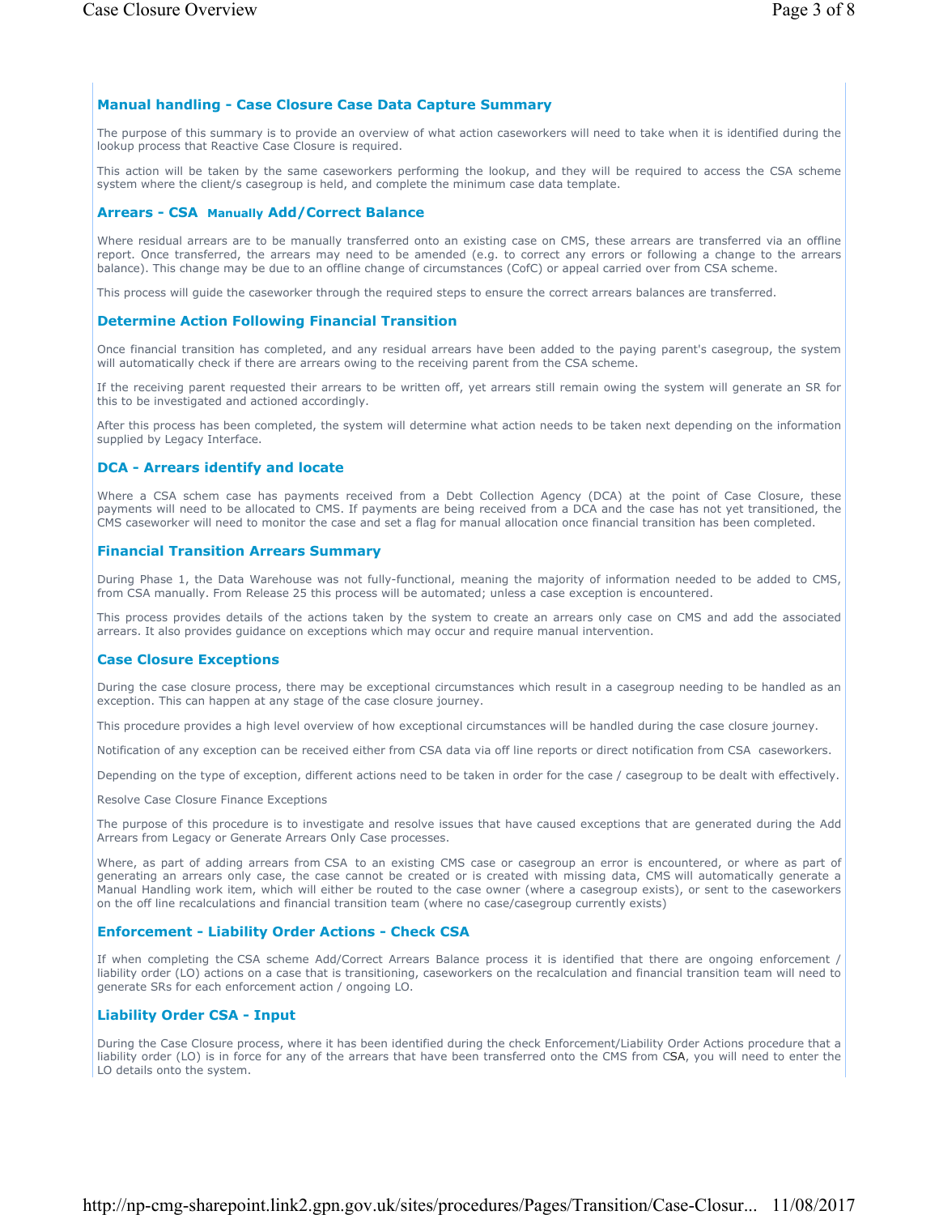## Manual handling - Case Closure Case Data Capture Summary

The purpose of this summary is to provide an overview of what action caseworkers will need to take when it is identified during the lookup process that Reactive Case Closure is required.

This action will be taken by the same caseworkers performing the lookup, and they will be required to access the CSA scheme system where the client/s casegroup is held, and complete the minimum case data template.

## Arrears - CSA Manually Add/Correct Balance

Where residual arrears are to be manually transferred onto an existing case on CMS, these arrears are transferred via an offline report. Once transferred, the arrears may need to be amended (e.g. to correct any errors or following a change to the arrears balance). This change may be due to an offline change of circumstances (CofC) or appeal carried over from CSA scheme.

This process will guide the caseworker through the required steps to ensure the correct arrears balances are transferred.

## Determine Action Following Financial Transition

Once financial transition has completed, and any residual arrears have been added to the paying parent's casegroup, the system will automatically check if there are arrears owing to the receiving parent from the CSA scheme.

If the receiving parent requested their arrears to be written off, yet arrears still remain owing the system will generate an SR for this to be investigated and actioned accordingly.

After this process has been completed, the system will determine what action needs to be taken next depending on the information supplied by Legacy Interface.

## DCA - Arrears identify and locate

Where a CSA schem case has payments received from a Debt Collection Agency (DCA) at the point of Case Closure, these payments will need to be allocated to CMS. If payments are being received from a DCA and the case has not yet transitioned, the CMS caseworker will need to monitor the case and set a flag for manual allocation once financial transition has been completed.

## Financial Transition Arrears Summary

During Phase 1, the Data Warehouse was not fully-functional, meaning the majority of information needed to be added to CMS, from CSA manually. From Release 25 this process will be automated; unless a case exception is encountered.

This process provides details of the actions taken by the system to create an arrears only case on CMS and add the associated arrears. It also provides guidance on exceptions which may occur and require manual intervention.

## Case Closure Exceptions

During the case closure process, there may be exceptional circumstances which result in a casegroup needing to be handled as an exception. This can happen at any stage of the case closure journey.

This procedure provides a high level overview of how exceptional circumstances will be handled during the case closure journey.

Notification of any exception can be received either from CSA data via off line reports or direct notification from CSA caseworkers.

Depending on the type of exception, different actions need to be taken in order for the case / casegroup to be dealt with effectively.

Resolve Case Closure Finance Exceptions

The purpose of this procedure is to investigate and resolve issues that have caused exceptions that are generated during the Add Arrears from Legacy or Generate Arrears Only Case processes.

Where, as part of adding arrears from CSA to an existing CMS case or casegroup an error is encountered, or where as part of generating an arrears only case, the case cannot be created or is created with missing data, CMS will automatically generate a Manual Handling work item, which will either be routed to the case owner (where a casegroup exists), or sent to the caseworkers on the off line recalculations and financial transition team (where no case/casegroup currently exists)

## Enforcement - Liability Order Actions - Check CSA

If when completing the CSA scheme Add/Correct Arrears Balance process it is identified that there are ongoing enforcement / liability order (LO) actions on a case that is transitioning, caseworkers on the recalculation and financial transition team will need to generate SRs for each enforcement action / ongoing LO.

## Liability Order CSA - Input

During the Case Closure process, where it has been identified during the check Enforcement/Liability Order Actions procedure that a liability order (LO) is in force for any of the arrears that have been transferred onto the CMS from CSA, you will need to enter the LO details onto the system.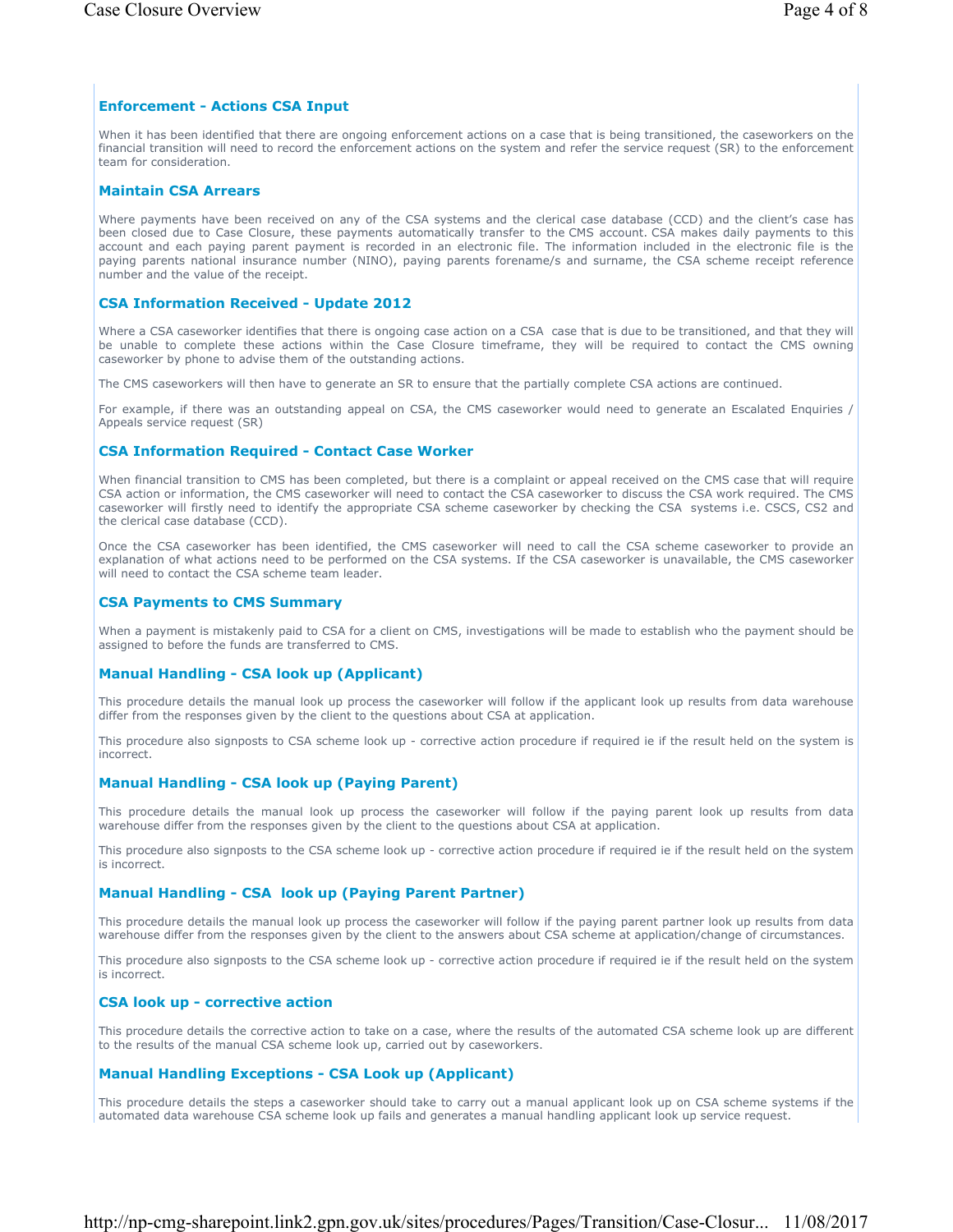### Enforcement - Actions CSA Input

When it has been identified that there are ongoing enforcement actions on a case that is being transitioned, the caseworkers on the financial transition will need to record the enforcement actions on the system and refer the service request (SR) to the enforcement team for consideration.

### Maintain CSA Arrears

Where payments have been received on any of the CSA systems and the clerical case database (CCD) and the client's case has been closed due to Case Closure, these payments automatically transfer to the CMS account. CSA makes daily payments to this account and each paying parent payment is recorded in an electronic file. The information included in the electronic file is the paying parents national insurance number (NINO), paying parents forename/s and surname, the CSA scheme receipt reference number and the value of the receipt.

### CSA Information Received - Update 2012

Where a CSA caseworker identifies that there is ongoing case action on a CSA case that is due to be transitioned, and that they will be unable to complete these actions within the Case Closure timeframe, they will be required to contact the CMS owning caseworker by phone to advise them of the outstanding actions.

The CMS caseworkers will then have to generate an SR to ensure that the partially complete CSA actions are continued.

For example, if there was an outstanding appeal on CSA, the CMS caseworker would need to generate an Escalated Enquiries / Appeals service request (SR)

### CSA Information Required - Contact Case Worker

When financial transition to CMS has been completed, but there is a complaint or appeal received on the CMS case that will require CSA action or information, the CMS caseworker will need to contact the CSA caseworker to discuss the CSA work required. The CMS caseworker will firstly need to identify the appropriate CSA scheme caseworker by checking the CSA systems i.e. CSCS, CS2 and the clerical case database (CCD).

Once the CSA caseworker has been identified, the CMS caseworker will need to call the CSA scheme caseworker to provide an explanation of what actions need to be performed on the CSA systems. If the CSA caseworker is unavailable, the CMS caseworker will need to contact the CSA scheme team leader.

### CSA Payments to CMS Summary

When a payment is mistakenly paid to CSA for a client on CMS, investigations will be made to establish who the payment should be assigned to before the funds are transferred to CMS.

### Manual Handling - CSA look up (Applicant)

This procedure details the manual look up process the caseworker will follow if the applicant look up results from data warehouse differ from the responses given by the client to the questions about CSA at application.

This procedure also signposts to CSA scheme look up - corrective action procedure if required ie if the result held on the system is incorrect.

### Manual Handling - CSA look up (Paying Parent)

This procedure details the manual look up process the caseworker will follow if the paying parent look up results from data warehouse differ from the responses given by the client to the questions about CSA at application.

This procedure also signposts to the CSA scheme look up - corrective action procedure if required ie if the result held on the system is incorrect.

### Manual Handling - CSA look up (Paying Parent Partner)

This procedure details the manual look up process the caseworker will follow if the paying parent partner look up results from data warehouse differ from the responses given by the client to the answers about CSA scheme at application/change of circumstances.

This procedure also signposts to the CSA scheme look up - corrective action procedure if required ie if the result held on the system is incorrect.

### CSA look up - corrective action

This procedure details the corrective action to take on a case, where the results of the automated CSA scheme look up are different to the results of the manual CSA scheme look up, carried out by caseworkers.

### Manual Handling Exceptions - CSA Look up (Applicant)

This procedure details the steps a caseworker should take to carry out a manual applicant look up on CSA scheme systems if the automated data warehouse CSA scheme look up fails and generates a manual handling applicant look up service request.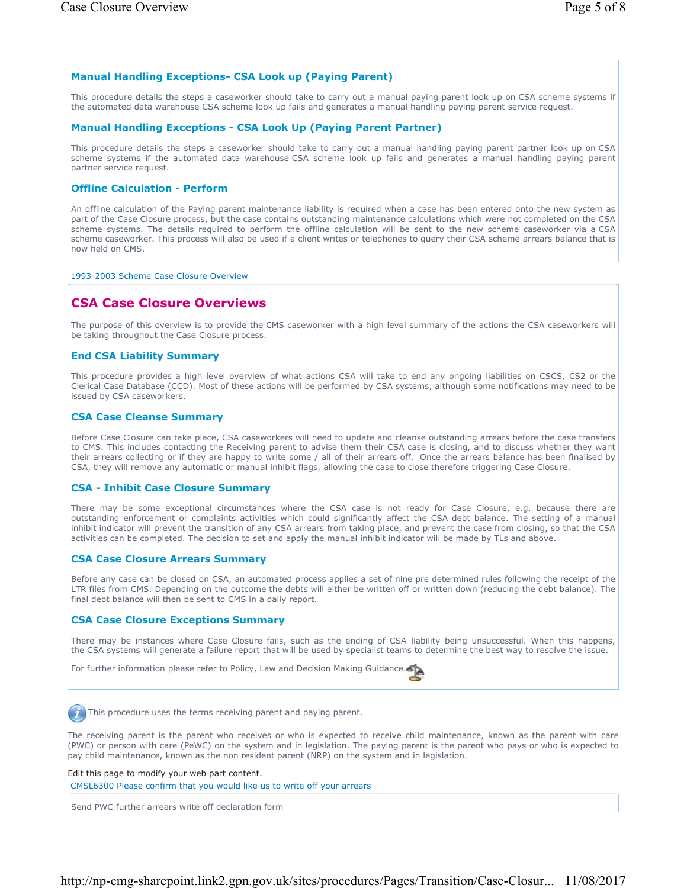### Manual Handling Exceptions- CSA Look up (Paying Parent)

This procedure details the steps a caseworker should take to carry out a manual paying parent look up on CSA scheme systems if the automated data warehouse CSA scheme look up fails and generates a manual handling paying parent service request.

### Manual Handling Exceptions - CSA Look Up (Paying Parent Partner)

This procedure details the steps a caseworker should take to carry out a manual handling paying parent partner look up on CSA scheme systems if the automated data warehouse CSA scheme look up fails and generates a manual handling paying parent partner service request.

### Offline Calculation - Perform

An offline calculation of the Paying parent maintenance liability is required when a case has been entered onto the new system as part of the Case Closure process, but the case contains outstanding maintenance calculations which were not completed on the CSA scheme systems. The details required to perform the offline calculation will be sent to the new scheme caseworker via a CSA scheme caseworker. This process will also be used if a client writes or telephones to query their CSA scheme arrears balance that is now held on CMS.

1993-2003 Scheme Case Closure Overview

## CSA Case Closure Overviews

The purpose of this overview is to provide the CMS caseworker with a high level summary of the actions the CSA caseworkers will be taking throughout the Case Closure process.

### End CSA Liability Summary

This procedure provides a high level overview of what actions CSA will take to end any ongoing liabilities on CSCS, CS2 or the Clerical Case Database (CCD). Most of these actions will be performed by CSA systems, although some notifications may need to be issued by CSA caseworkers.

### CSA Case Cleanse Summary

Before Case Closure can take place, CSA caseworkers will need to update and cleanse outstanding arrears before the case transfers to CMS. This includes contacting the Receiving parent to advise them their CSA case is closing, and to discuss whether they want their arrears collecting or if they are happy to write some / all of their arrears off. Once the arrears balance has been finalised by CSA, they will remove any automatic or manual inhibit flags, allowing the case to close therefore triggering Case Closure.

### CSA - Inhibit Case Closure Summary

There may be some exceptional circumstances where the CSA case is not ready for Case Closure, e.g. because there are outstanding enforcement or complaints activities which could significantly affect the CSA debt balance. The setting of a manual inhibit indicator will prevent the transition of any CSA arrears from taking place, and prevent the case from closing, so that the CSA activities can be completed. The decision to set and apply the manual inhibit indicator will be made by TLs and above.

### CSA Case Closure Arrears Summary

Before any case can be closed on CSA, an automated process applies a set of nine pre determined rules following the receipt of the LTR files from CMS. Depending on the outcome the debts will either be written off or written down (reducing the debt balance). The final debt balance will then be sent to CMS in a daily report.

### CSA Case Closure Exceptions Summary

There may be instances where Case Closure fails, such as the ending of CSA liability being unsuccessful. When this happens, the CSA systems will generate a failure report that will be used by specialist teams to determine the best way to resolve the issue.

For further information please refer to Policy, Law and Decision Making Guidance.

This procedure uses the terms receiving parent and paying parent.

The receiving parent is the parent who receives or who is expected to receive child maintenance, known as the parent with care (PWC) or person with care (PeWC) on the system and in legislation. The paying parent is the parent who pays or who is expected to pay child maintenance, known as the non resident parent (NRP) on the system and in legislation.

Edit this page to modify your web part content.

CMSL6300 Please confirm that you would like us to write off your arrears

Send PWC further arrears write off declaration form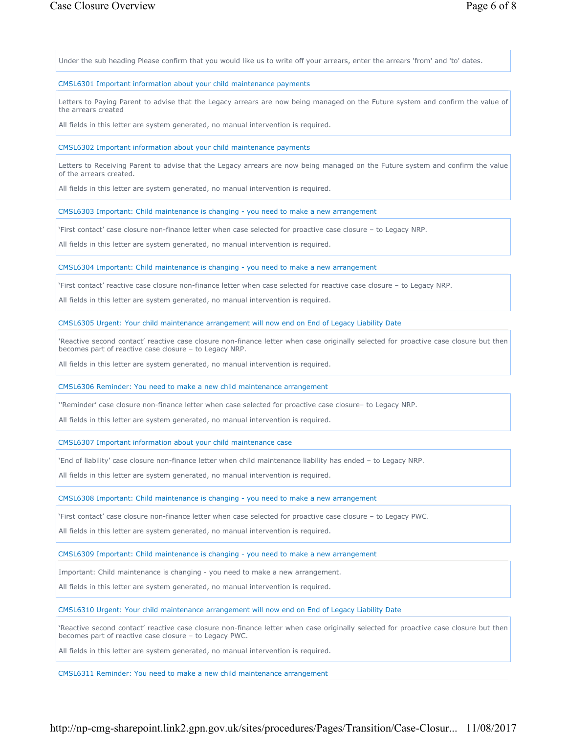Under the sub heading Please confirm that you would like us to write off your arrears, enter the arrears 'from' and 'to' dates.

### CMSL6301 Important information about your child maintenance payments

Letters to Paying Parent to advise that the Legacy arrears are now being managed on the Future system and confirm the value of the arrears created

All fields in this letter are system generated, no manual intervention is required.

### CMSL6302 Important information about your child maintenance payments

Letters to Receiving Parent to advise that the Legacy arrears are now being managed on the Future system and confirm the value of the arrears created.

All fields in this letter are system generated, no manual intervention is required.

### CMSL6303 Important: Child maintenance is changing - you need to make a new arrangement

'First contact' case closure non-finance letter when case selected for proactive case closure – to Legacy NRP.

All fields in this letter are system generated, no manual intervention is required.

### CMSL6304 Important: Child maintenance is changing - you need to make a new arrangement

'First contact' reactive case closure non-finance letter when case selected for reactive case closure – to Legacy NRP.

All fields in this letter are system generated, no manual intervention is required.

### CMSL6305 Urgent: Your child maintenance arrangement will now end on End of Legacy Liability Date

'Reactive second contact' reactive case closure non-finance letter when case originally selected for proactive case closure but then becomes part of reactive case closure – to Legacy NRP.

All fields in this letter are system generated, no manual intervention is required.

### CMSL6306 Reminder: You need to make a new child maintenance arrangement

''Reminder' case closure non-finance letter when case selected for proactive case closure– to Legacy NRP.

All fields in this letter are system generated, no manual intervention is required.

### CMSL6307 Important information about your child maintenance case

'End of liability' case closure non-finance letter when child maintenance liability has ended – to Legacy NRP.

All fields in this letter are system generated, no manual intervention is required.

### CMSL6308 Important: Child maintenance is changing - you need to make a new arrangement

'First contact' case closure non-finance letter when case selected for proactive case closure – to Legacy PWC.

All fields in this letter are system generated, no manual intervention is required.

### CMSL6309 Important: Child maintenance is changing - you need to make a new arrangement

Important: Child maintenance is changing - you need to make a new arrangement.

All fields in this letter are system generated, no manual intervention is required.

### CMSL6310 Urgent: Your child maintenance arrangement will now end on End of Legacy Liability Date

'Reactive second contact' reactive case closure non-finance letter when case originally selected for proactive case closure but then becomes part of reactive case closure – to Legacy PWC.

All fields in this letter are system generated, no manual intervention is required.

### CMSL6311 Reminder: You need to make a new child maintenance arrangement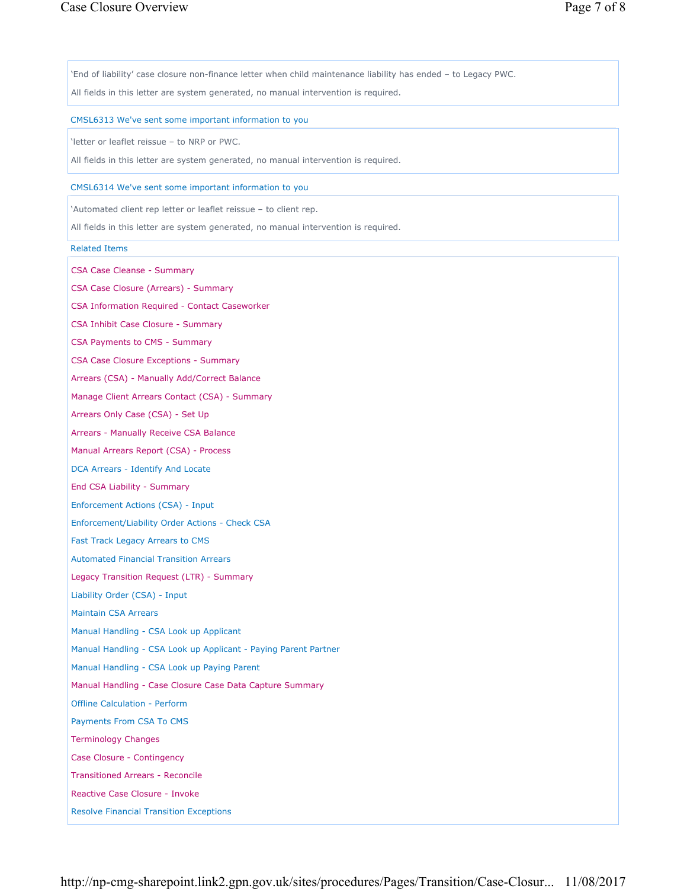'End of liability' case closure non-finance letter when child maintenance liability has ended – to Legacy PWC.

All fields in this letter are system generated, no manual intervention is required.

### CMSL6313 We've sent some important information to you

'letter or leaflet reissue – to NRP or PWC.

All fields in this letter are system generated, no manual intervention is required.

### CMSL6314 We've sent some important information to you

'Automated client rep letter or leaflet reissue – to client rep.

All fields in this letter are system generated, no manual intervention is required.

### Related Items

- CSA Case Cleanse - Summary
- CSA Case Closure (Arrears) - Summary
- CSA Information Required - Contact Caseworker
- CSA Inhibit Case Closure - Summary
- CSA Payments to CMS - Summary
- CSA Case Closure Exceptions - Summary
- Arrears (CSA) - Manually Add/Correct Balance
- Manage Client Arrears Contact (CSA) - Summary
- Arrears Only Case (CSA) - Set Up
- Arrears - Manually Receive CSA Balance
- Manual Arrears Report (CSA) - Process
- DCA Arrears - Identify And Locate
- End CSA Liability - Summary
- Enforcement Actions (CSA) - Input
- Enforcement/Liability Order Actions - Check CSA
- Fast Track Legacy Arrears to CMS
- Automated Financial Transition Arrears
- Legacy Transition Request (LTR) - Summary
- Liability Order (CSA) - Input
- Maintain CSA Arrears
- Manual Handling - CSA Look up Applicant
- Manual Handling - CSA Look up Applicant - Paying Parent Partner
- Manual Handling - CSA Look up Paying Parent
- Manual Handling - Case Closure Case Data Capture Summary
- Offline Calculation - Perform
- Payments From CSA To CMS
- Terminology Changes
- Case Closure - Contingency
- Transitioned Arrears - Reconcile
- Reactive Case Closure - Invoke
- Resolve Financial Transition Exceptions